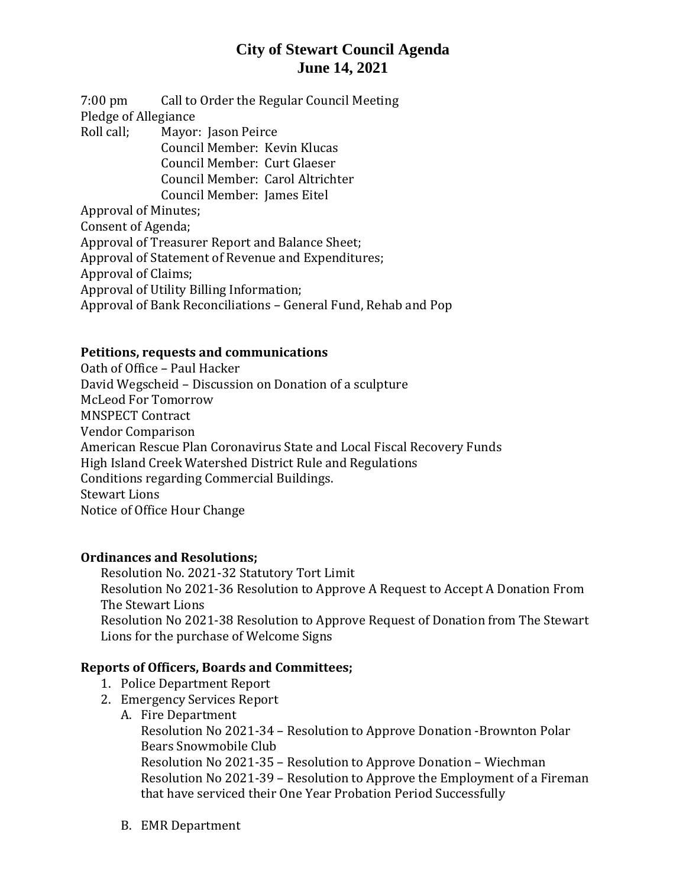# City of Stewart Council Agenda
## June 14, 2021

7:00 pm Call to Order the Regular Council Meeting

Pledge of Allegiance

Roll call;
- Mayor: Jason Peirce
- Council Member: Kevin Klucas
- Council Member: Curt Glaeser
- Council Member: Carol Altrichter
- Council Member: James Eitel

Approval of Minutes;

Consent of Agenda;

Approval of Treasurer Report and Balance Sheet;

Approval of Statement of Revenue and Expenditures;

Approval of Claims;

Approval of Utility Billing Information;

Approval of Bank Reconciliations – General Fund, Rehab and Pop

**Petitions, requests and communications**

Oath of Office – Paul Hacker

David Wegscheid – Discussion on Donation of a sculpture

McLeod For Tomorrow

MNSPECT Contract

Vendor Comparison

American Rescue Plan Coronavirus State and Local Fiscal Recovery Funds

High Island Creek Watershed District Rule and Regulations

Conditions regarding Commercial Buildings.

Stewart Lions

Notice of Office Hour Change

**Ordinances and Resolutions;**

Resolution No. 2021-32 Statutory Tort Limit

Resolution No 2021-36 Resolution to Approve A Request to Accept A Donation From The Stewart Lions

Resolution No 2021-38 Resolution to Approve Request of Donation from The Stewart Lions for the purchase of Welcome Signs

**Reports of Officers, Boards and Committees;**

1. Police Department Report
2. Emergency Services Report
   - A. Fire Department

     Resolution No 2021-34 – Resolution to Approve Donation -Brownton Polar Bears Snowmobile Club

     Resolution No 2021-35 – Resolution to Approve Donation – Wiechman

     Resolution No 2021-39 – Resolution to Approve the Employment of a Fireman that have serviced their One Year Probation Period Successfully

   - B. EMR Department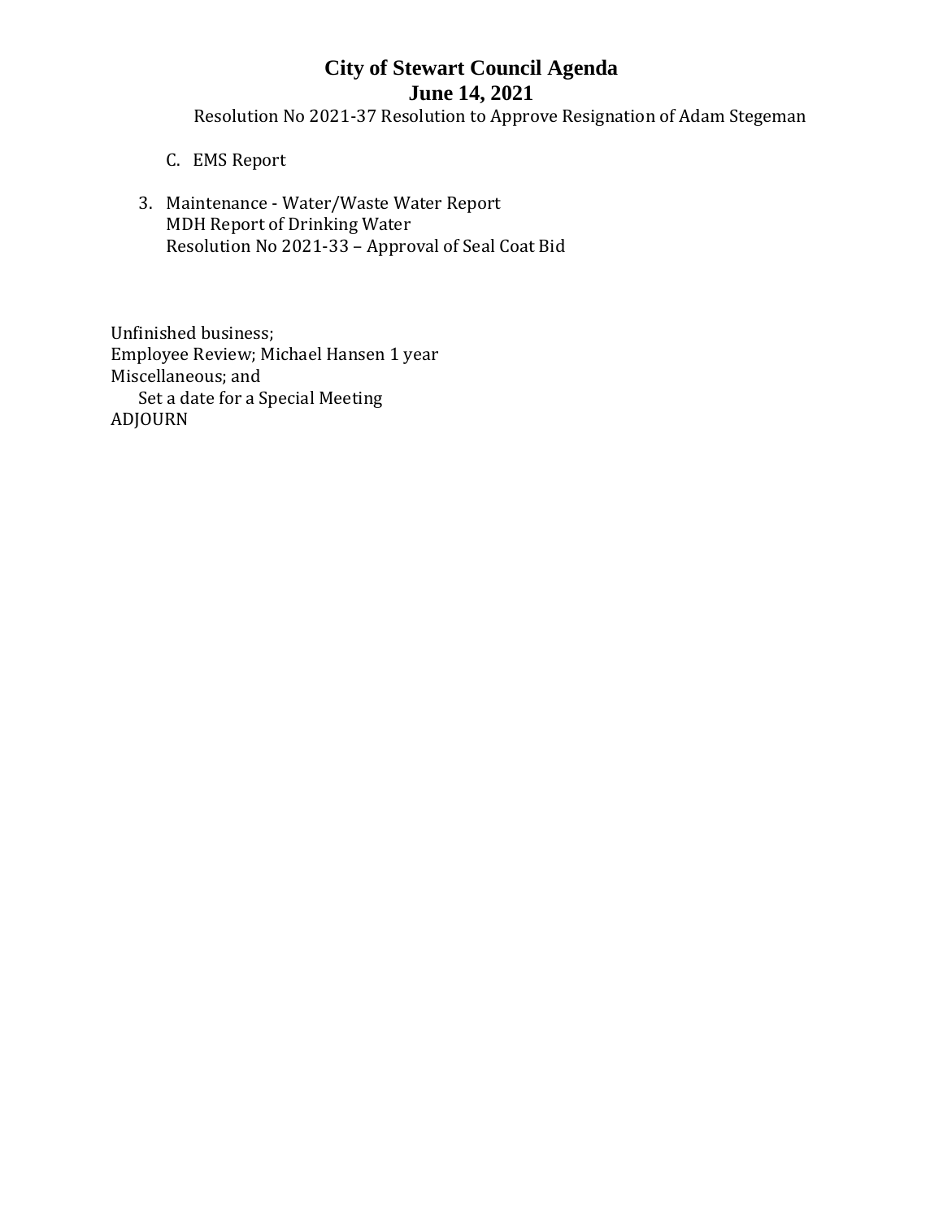# City of Stewart Council Agenda
## June 14, 2021

Resolution No 2021-37 Resolution to Approve Resignation of Adam Stegeman

C. EMS Report

3. Maintenance - Water/Waste Water Report
   MDH Report of Drinking Water
   Resolution No 2021-33 – Approval of Seal Coat Bid

Unfinished business;
Employee Review; Michael Hansen 1 year
Miscellaneous; and
   Set a date for a Special Meeting
ADJOURN